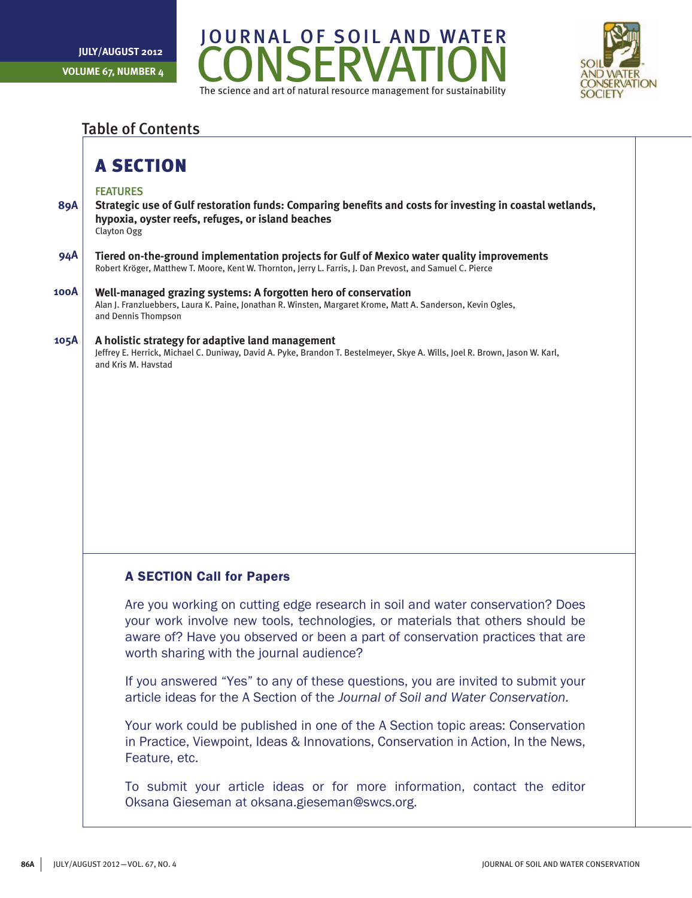# JOURNAL OF SOIL AND WATER CONSERVATION

The science and art of natural resource management for sustainability

JULY/AUGUST 2012

VOLUME 67, NUMBER 4

## Table of Contents

## A SECTION

### FEATURES

**89A** **Strategic use of Gulf restoration funds: Comparing benefits and costs for investing in coastal wetlands, hypoxia, oyster reefs, refuges, or island beaches**
Clayton Ogg

**94A** **Tiered on-the-ground implementation projects for Gulf of Mexico water quality improvements**
Robert Kröger, Matthew T. Moore, Kent W. Thornton, Jerry L. Farris, J. Dan Prevost, and Samuel C. Pierce

**100A** **Well-managed grazing systems: A forgotten hero of conservation**
Alan J. Franzluebbers, Laura K. Paine, Jonathan R. Winsten, Margaret Krome, Matt A. Sanderson, Kevin Ogles, and Dennis Thompson

**105A** **A holistic strategy for adaptive land management**
Jeffrey E. Herrick, Michael C. Duniway, David A. Pyke, Brandon T. Bestelmeyer, Skye A. Wills, Joel R. Brown, Jason W. Karl, and Kris M. Havstad

### A SECTION Call for Papers

Are you working on cutting edge research in soil and water conservation? Does your work involve new tools, technologies, or materials that others should be aware of? Have you observed or been a part of conservation practices that are worth sharing with the journal audience?

If you answered "Yes" to any of these questions, you are invited to submit your article ideas for the A Section of the *Journal of Soil and Water Conservation.*

Your work could be published in one of the A Section topic areas: Conservation in Practice, Viewpoint, Ideas & Innovations, Conservation in Action, In the News, Feature, etc.

To submit your article ideas or for more information, contact the editor Oksana Gieseman at oksana.gieseman@swcs.org.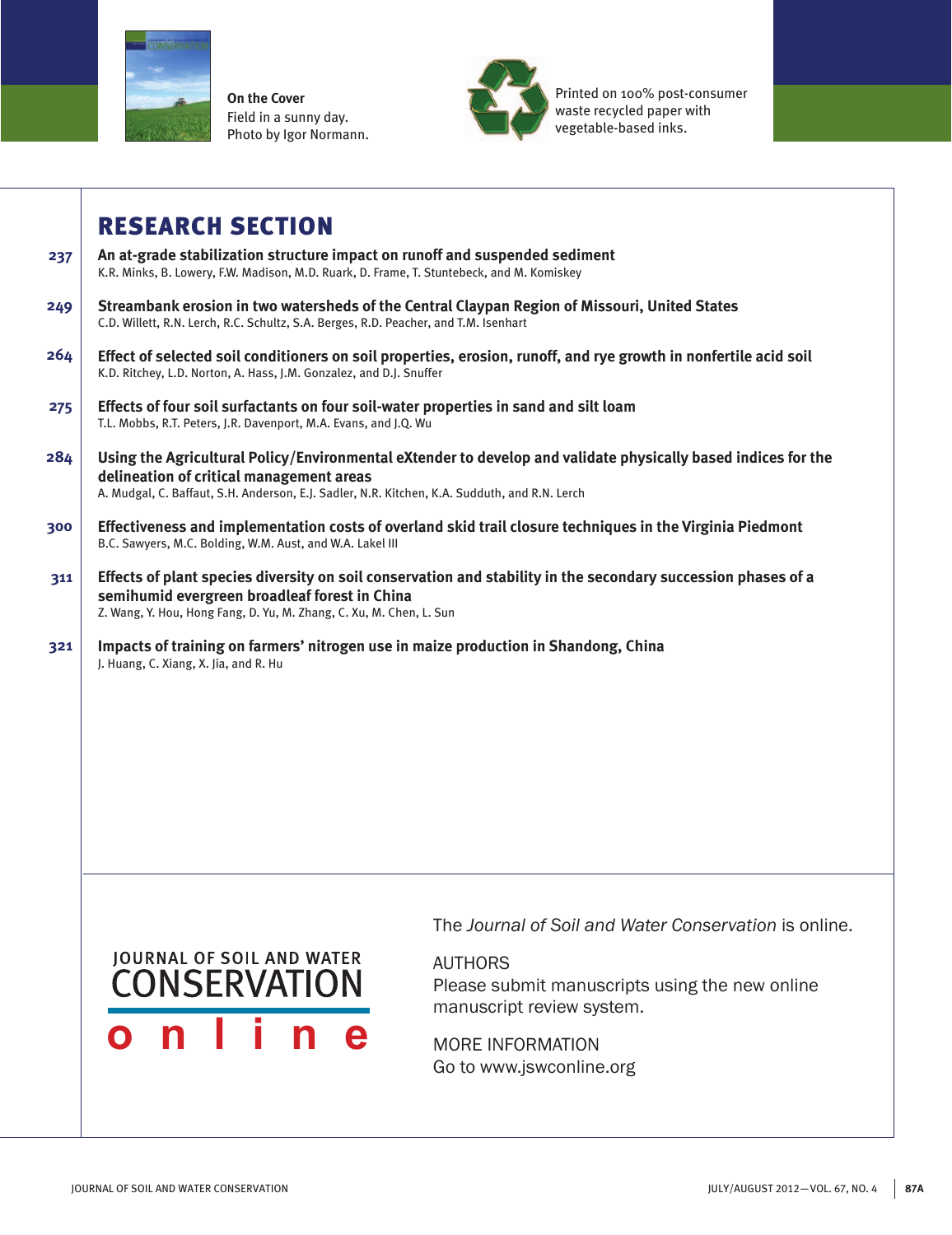**On the Cover**
Field in a sunny day.
Photo by Igor Normann.

Printed on 100% post-consumer waste recycled paper with vegetable-based inks.

# RESEARCH SECTION

237 **An at-grade stabilization structure impact on runoff and suspended sediment**
K.R. Minks, B. Lowery, F.W. Madison, M.D. Ruark, D. Frame, T. Stuntebeck, and M. Komiskey

249 **Streambank erosion in two watersheds of the Central Claypan Region of Missouri, United States**
C.D. Willett, R.N. Lerch, R.C. Schultz, S.A. Berges, R.D. Peacher, and T.M. Isenhart

264 **Effect of selected soil conditioners on soil properties, erosion, runoff, and rye growth in nonfertile acid soil**
K.D. Ritchey, L.D. Norton, A. Hass, J.M. Gonzalez, and D.J. Snuffer

275 **Effects of four soil surfactants on four soil-water properties in sand and silt loam**
T.L. Mobbs, R.T. Peters, J.R. Davenport, M.A. Evans, and J.Q. Wu

284 **Using the Agricultural Policy/Environmental eXtender to develop and validate physically based indices for the delineation of critical management areas**
A. Mudgal, C. Baffaut, S.H. Anderson, E.J. Sadler, N.R. Kitchen, K.A. Sudduth, and R.N. Lerch

300 **Effectiveness and implementation costs of overland skid trail closure techniques in the Virginia Piedmont**
B.C. Sawyers, M.C. Bolding, W.M. Aust, and W.A. Lakel III

311 **Effects of plant species diversity on soil conservation and stability in the secondary succession phases of a semihumid evergreen broadleaf forest in China**
Z. Wang, Y. Hou, Hong Fang, D. Yu, M. Zhang, C. Xu, M. Chen, L. Sun

321 **Impacts of training on farmers' nitrogen use in maize production in Shandong, China**
J. Huang, C. Xiang, X. Jia, and R. Hu

JOURNAL OF SOIL AND WATER CONSERVATION online

The *Journal of Soil and Water Conservation* is online.

AUTHORS
Please submit manuscripts using the new online manuscript review system.

MORE INFORMATION
Go to www.jswconline.org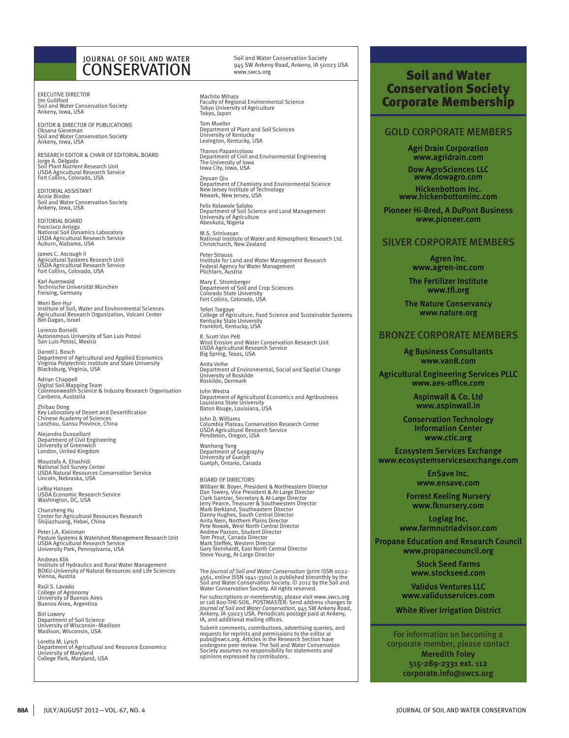# JOURNAL OF SOIL AND WATER CONSERVATION

Soil and Water Conservation Society
945 SW Ankeny Road, Ankeny, IA 50023 USA
www.swcs.org

EXECUTIVE DIRECTOR
Jim Gulliford
Soil and Water Conservation Society
Ankeny, Iowa, USA

EDITOR & DIRECTOR OF PUBLICATIONS
Oksana Gieseman
Soil and Water Conservation Society
Ankeny, Iowa, USA

RESEARCH EDITOR & CHAIR OF EDITORIAL BOARD
Jorge A. Delgado
Soil Plant Nutrient Research Unit
USDA Agricultural Research Service
Fort Collins, Colorado, USA

EDITORIAL ASSISTANT
Annie Binder
Soil and Water Conservation Society
Ankeny, Iowa, USA

EDITORIAL BOARD
Francisco Arriaga
National Soil Dynamics Laboratory
USDA Agricultural Research Service
Auburn, Alabama, USA

James C. Ascough II
Agricultural Systems Research Unit
USDA Agricultural Research Service
Fort Collins, Colorado, USA

Karl Auerswald
Technische Universität München
Freising, Germany

Meni Ben-Hur
Institute of Soil, Water and Environmental Sciences
Agricultural Research Organization, Volcani Center
Bet-Dagan, Israel

Lorenzo Borselli
Autonomous University of San Luis Potosí
San Luis Potosí, Mexico

Darrell J. Bosch
Department of Agricultural and Applied Economics
Virginia Polytechnic Institute and State University
Blacksburg, Virginia, USA

Adrian Chappell
Digital Soil Mapping Team
Commonwealth Science & Industry Research Organisation
Canberra, Australia

Zhibao Dong
Key Laboratory of Desert and Desertification
Chinese Academy of Sciences
Lanzhou, Gansu Province, China

Alejandro Dussaillant
Department of Civil Engineering
University of Greenwich
London, United Kingdom

Moustafa A. Elrashidi
National Soil Survey Center
USDA Natural Resources Conservation Service
Lincoln, Nebraska, USA

LeRoy Hansen
USDA Economic Research Service
Washington, DC, USA

Chunsheng Hu
Center for Agricultural Resources Research
Shijiazhuang, Hebei, China

Peter J.A. Kleinman
Pasture Systems & Watershed Management Research Unit
USDA Agricultural Research Service
University Park, Pennsylvania, USA

Andreas Klik
Institute of Hydraulics and Rural Water Management
BOKU-University of Natural Resources and Life Sciences
Vienna, Austria

Raúl S. Lavado
College of Agronomy
University of Buenos Aires
Buenos Aires, Argentina

Birl Lowery
Department of Soil Science
University of Wisconsin–Madison
Madison, Wisconsin, USA

Loretta M. Lynch
Department of Agricultural and Resource Economics
University of Maryland
College Park, Maryland, USA

Machito Mihara
Faculty of Regional Environmental Science
Tokyo University of Agriculture
Tokyo, Japan

Tom Mueller
Department of Plant and Soil Sciences
University of Kentucky
Lexington, Kentucky, USA

Thanos Papanicolaou
Department of Civil and Environmental Engineering
The University of Iowa
Iowa City, Iowa, USA

Zeyuan Qiu
Department of Chemistry and Environmental Science
New Jersey Institute of Technology
Newark, New Jersey, USA

Felix Kolawole Salako
Department of Soil Science and Land Management
University of Agriculture
Abeokuta, Nigeria

M.S. Srinivasan
National Institute of Water and Atmospheric Research Ltd.
Christchurch, New Zealand

Peter Strauss
Institute for Land and Water Management Research
Federal Agency for Water Management
Pöchlarn, Austria

Mary E. Stromberger
Department of Soil and Crop Sciences
Colorado State University
Fort Collins, Colorado, USA

Teferi Tsegaye
College of Agriculture, Food Science and Sustainable Systems
Kentucky State University
Frankfort, Kentucky, USA

R. Scott Van Pelt
Wind Erosion and Water Conservation Research Unit
USDA Agricultural Research Service
Big Spring, Texas, USA

Anita Veihe
Department of Environmental, Social and Spatial Change
University of Roskilde
Roskilde, Denmark

John Westra
Department of Agricultural Economics and Agribusiness
Louisiana State University
Baton Rouge, Louisiana, USA

John D. Williams
Columbia Plateau Conservation Research Center
USDA Agricultural Research Service
Pendleton, Oregon, USA

Wanhong Yang
Department of Geography
University of Guelph
Guelph, Ontario, Canada

BOARD OF DIRECTORS
William W. Boyer, President & Northeastern Director
Dan Towery, Vice President & At-Large Director
Clark Gantzer, Secretary & At-Large Director
Jerry Pearce, Treasurer & Southwestern Director
Mark Berkland, Southeastern Director
Danny Hughes, South Central Director
Anita Nein, Northern Plains Director
Pete Nowak, West North Central Director
Andrew Paxson, Student Director
Tom Prout, Canada Director
Mark Steffek, Western Director
Gary Steinhardt, East North Central Director
Steve Young, At-Large Director

The *Journal of Soil and Water Conservation* (print ISSN 0022-4561, online ISSN 1941-3300) is published bimonthly by the Soil and Water Conservation Society. © 2012 by the Soil and Water Conservation Society. All rights reserved.

For subscriptions or membership, please visit www.swcs.org or call 800-THE-SOIL. POSTMASTER: Send address changes to *Journal of Soil and Water Conservation*, 945 SW Ankeny Road, Ankeny, IA 50023 USA. Periodicals postage paid at Ankeny, IA, and additional mailing offices.

Submit comments, contributions, advertising queries, and requests for reprints and permissions to the editor at pubs@swcs.org. Articles in the Research Section have undergone peer review. The Soil and Water Conservation Society assumes no responsibility for statements and opinions expressed by contributors.

## Soil and Water Conservation Society Corporate Membership

### GOLD CORPORATE MEMBERS

**Agri Drain Corporation**
**www.agridrain.com**

**Dow AgroSciences LLC**
**www.dowagro.com**

**Hickenbottom Inc.**
**www.hickenbottominc.com**

**Pioneer Hi-Bred, A DuPont Business**
**www.pioneer.com**

### SILVER CORPORATE MEMBERS

**Agren Inc.**
**www.agren-inc.com**

**The Fertilizer Institute**
**www.tfi.org**

**The Nature Conservancy**
**www.nature.org**

### BRONZE CORPORATE MEMBERS

**Ag Business Consultants**
**www.van8.com**

**Agricultural Engineering Services PLLC**
**www.aes-office.com**

**Aspinwall & Co. Ltd**
**www.aspinwall.in**

**Conservation Technology Information Center**
**www.ctic.org**

**Ecosystem Services Exchange**
**www.ecosystemservicesexchange.com**

**EnSave Inc.**
**www.ensave.com**

**Forrest Keeling Nursery**
**www.fknursery.com**

**Logiag Inc.**
**www.farmnutriadvisor.com**

**Propane Education and Research Council**
**www.propanecouncil.org**

**Stock Seed Farms**
**www.stockseed.com**

**Validus Ventures LLC**
**www.validusservices.com**

**White River Irrigation District**

For information on becoming a corporate member, please contact
**Meredith Foley**
**515-289-2331 ext. 112**
**corporate.info@swcs.org**